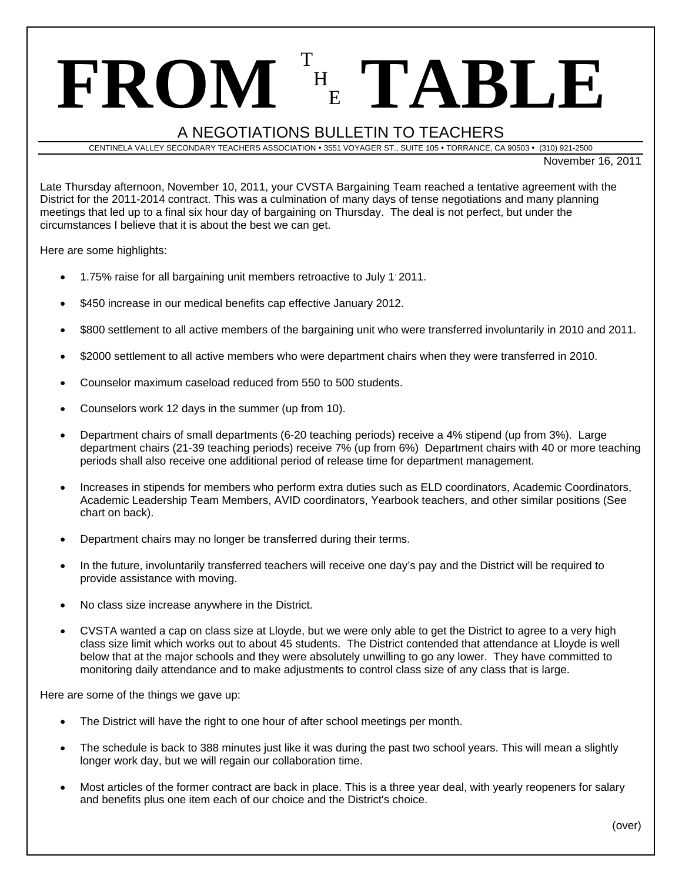# FROM THE TABLE

## A NEGOTIATIONS BULLETIN TO TEACHERS

CENTINELA VALLEY SECONDARY TEACHERS ASSOCIATION • 3551 VOYAGER ST., SUITE 105 • TORRANCE, CA 90503 • (310) 921-2500

November 16, 2011

Late Thursday afternoon, November 10, 2011, your CVSTA Bargaining Team reached a tentative agreement with the District for the 2011-2014 contract. This was a culmination of many days of tense negotiations and many planning meetings that led up to a final six hour day of bargaining on Thursday. The deal is not perfect, but under the circumstances I believe that it is about the best we can get.

Here are some highlights:

- 1.75% raise for all bargaining unit members retroactive to July 1, 2011.
- $450 increase in our medical benefits cap effective January 2012.
- $800 settlement to all active members of the bargaining unit who were transferred involuntarily in 2010 and 2011.
- $2000 settlement to all active members who were department chairs when they were transferred in 2010.
- Counselor maximum caseload reduced from 550 to 500 students.
- Counselors work 12 days in the summer (up from 10).
- Department chairs of small departments (6-20 teaching periods) receive a 4% stipend (up from 3%). Large department chairs (21-39 teaching periods) receive 7% (up from 6%) Department chairs with 40 or more teaching periods shall also receive one additional period of release time for department management.
- Increases in stipends for members who perform extra duties such as ELD coordinators, Academic Coordinators, Academic Leadership Team Members, AVID coordinators, Yearbook teachers, and other similar positions (See chart on back).
- Department chairs may no longer be transferred during their terms.
- In the future, involuntarily transferred teachers will receive one day's pay and the District will be required to provide assistance with moving.
- No class size increase anywhere in the District.
- CVSTA wanted a cap on class size at Lloyde, but we were only able to get the District to agree to a very high class size limit which works out to about 45 students. The District contended that attendance at Lloyde is well below that at the major schools and they were absolutely unwilling to go any lower. They have committed to monitoring daily attendance and to make adjustments to control class size of any class that is large.

Here are some of the things we gave up:

- The District will have the right to one hour of after school meetings per month.
- The schedule is back to 388 minutes just like it was during the past two school years. This will mean a slightly longer work day, but we will regain our collaboration time.
- Most articles of the former contract are back in place. This is a three year deal, with yearly reopeners for salary and benefits plus one item each of our choice and the District's choice.

(over)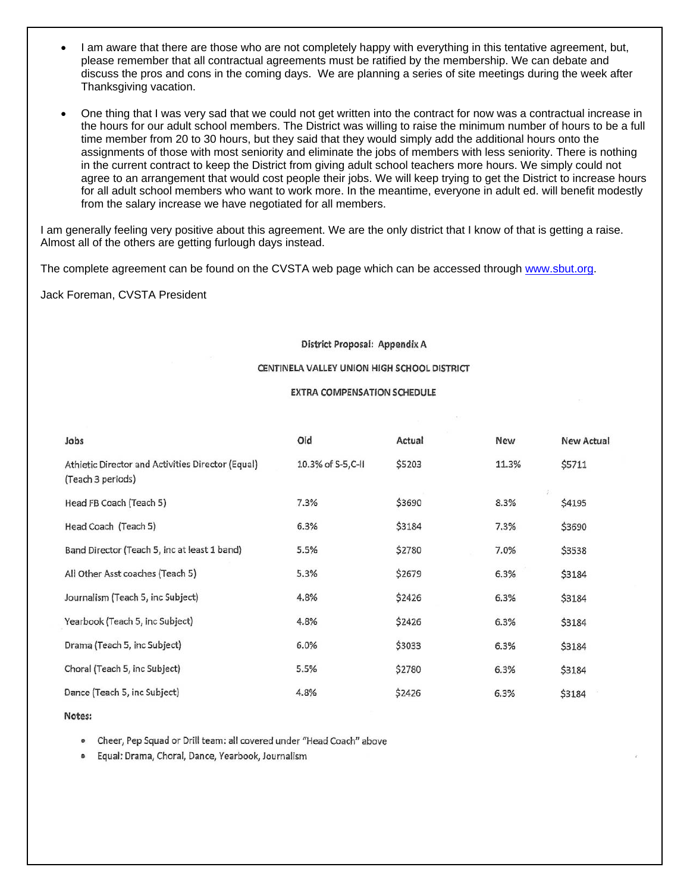- I am aware that there are those who are not completely happy with everything in this tentative agreement, but, please remember that all contractual agreements must be ratified by the membership. We can debate and discuss the pros and cons in the coming days. We are planning a series of site meetings during the week after Thanksgiving vacation.
- One thing that I was very sad that we could not get written into the contract for now was a contractual increase in the hours for our adult school members. The District was willing to raise the minimum number of hours to be a full time member from 20 to 30 hours, but they said that they would simply add the additional hours onto the assignments of those with most seniority and eliminate the jobs of members with less seniority. There is nothing in the current contract to keep the District from giving adult school teachers more hours. We simply could not agree to an arrangement that would cost people their jobs. We will keep trying to get the District to increase hours for all adult school members who want to work more. In the meantime, everyone in adult ed. will benefit modestly from the salary increase we have negotiated for all members.

I am generally feeling very positive about this agreement. We are the only district that I know of that is getting a raise. Almost all of the others are getting furlough days instead.

The complete agreement can be found on the CVSTA web page which can be accessed through [www.sbut.org](www.sbut.org).

Jack Foreman, CVSTA President

**District Proposal: Appendix A**

**CENTINELA VALLEY UNION HIGH SCHOOL DISTRICT**

**EXTRA COMPENSATION SCHEDULE**

| Jobs | Old | Actual | New | New Actual |
|---|---|---|---|---|
| Athletic Director and Activities Director (Equal) (Teach 3 periods) | 10.3% of S-5,C-II | $5203 | 11.3% | $5711 |
| Head FB Coach (Teach 5) | 7.3% | $3690 | 8.3% | $4195 |
| Head Coach (Teach 5) | 6.3% | $3184 | 7.3% | $3690 |
| Band Director (Teach 5, inc at least 1 band) | 5.5% | $2780 | 7.0% | $3538 |
| All Other Asst coaches (Teach 5) | 5.3% | $2679 | 6.3% | $3184 |
| Journalism (Teach 5, inc Subject) | 4.8% | $2426 | 6.3% | $3184 |
| Yearbook (Teach 5, inc Subject) | 4.8% | $2426 | 6.3% | $3184 |
| Drama (Teach 5, inc Subject) | 6.0% | $3033 | 6.3% | $3184 |
| Choral (Teach 5, inc Subject) | 5.5% | $2780 | 6.3% | $3184 |
| Dance (Teach 5, inc Subject) | 4.8% | $2426 | 6.3% | $3184 |

**Notes:**

- Cheer, Pep Squad or Drill team: all covered under "Head Coach" above
- Equal: Drama, Choral, Dance, Yearbook, Journalism